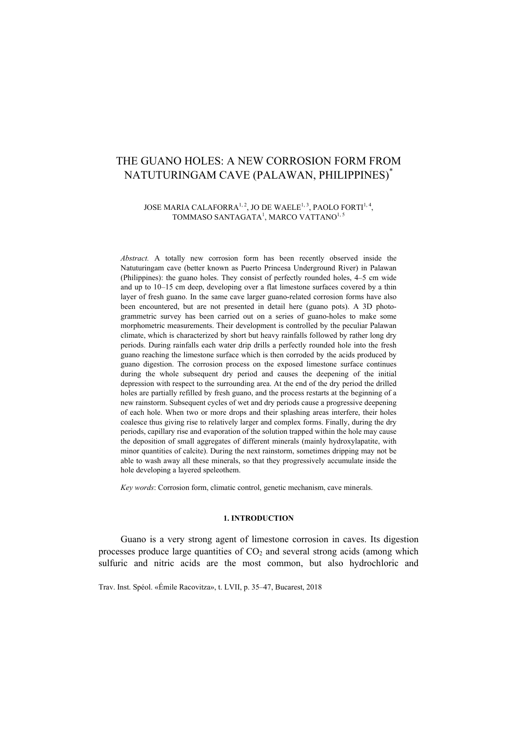# THE GUANO HOLES: A NEW CORROSION FORM FROM NATUTURINGAM CAVE (PALAWAN, PHILIPPINES)[*]

JOSE MARIA CALAFORRA[1, 2], JO DE WAELE[1, 3], PAOLO FORTI[1, 4], TOMMASO SANTAGATA[1], MARCO VATTANO[1, 5]

*Abstract.* A totally new corrosion form has been recently observed inside the Natuturingam cave (better known as Puerto Princesa Underground River) in Palawan (Philippines): the guano holes. They consist of perfectly rounded holes, 4–5 cm wide and up to 10–15 cm deep, developing over a flat limestone surfaces covered by a thin layer of fresh guano. In the same cave larger guano-related corrosion forms have also been encountered, but are not presented in detail here (guano pots). A 3D photogrammetric survey has been carried out on a series of guano-holes to make some morphometric measurements. Their development is controlled by the peculiar Palawan climate, which is characterized by short but heavy rainfalls followed by rather long dry periods. During rainfalls each water drip drills a perfectly rounded hole into the fresh guano reaching the limestone surface which is then corroded by the acids produced by guano digestion. The corrosion process on the exposed limestone surface continues during the whole subsequent dry period and causes the deepening of the initial depression with respect to the surrounding area. At the end of the dry period the drilled holes are partially refilled by fresh guano, and the process restarts at the beginning of a new rainstorm. Subsequent cycles of wet and dry periods cause a progressive deepening of each hole. When two or more drops and their splashing areas interfere, their holes coalesce thus giving rise to relatively larger and complex forms. Finally, during the dry periods, capillary rise and evaporation of the solution trapped within the hole may cause the deposition of small aggregates of different minerals (mainly hydroxylapatite, with minor quantities of calcite). During the next rainstorm, sometimes dripping may not be able to wash away all these minerals, so that they progressively accumulate inside the hole developing a layered speleothem.

*Key words*: Corrosion form, climatic control, genetic mechanism, cave minerals.

## 1. INTRODUCTION

Guano is a very strong agent of limestone corrosion in caves. Its digestion processes produce large quantities of $CO_2$ and several strong acids (among which sulfuric and nitric acids are the most common, but also hydrochloric and

Trav. Inst. Spéol. «Émile Racovitza», t. LVII, p. 35–47, Bucarest, 2018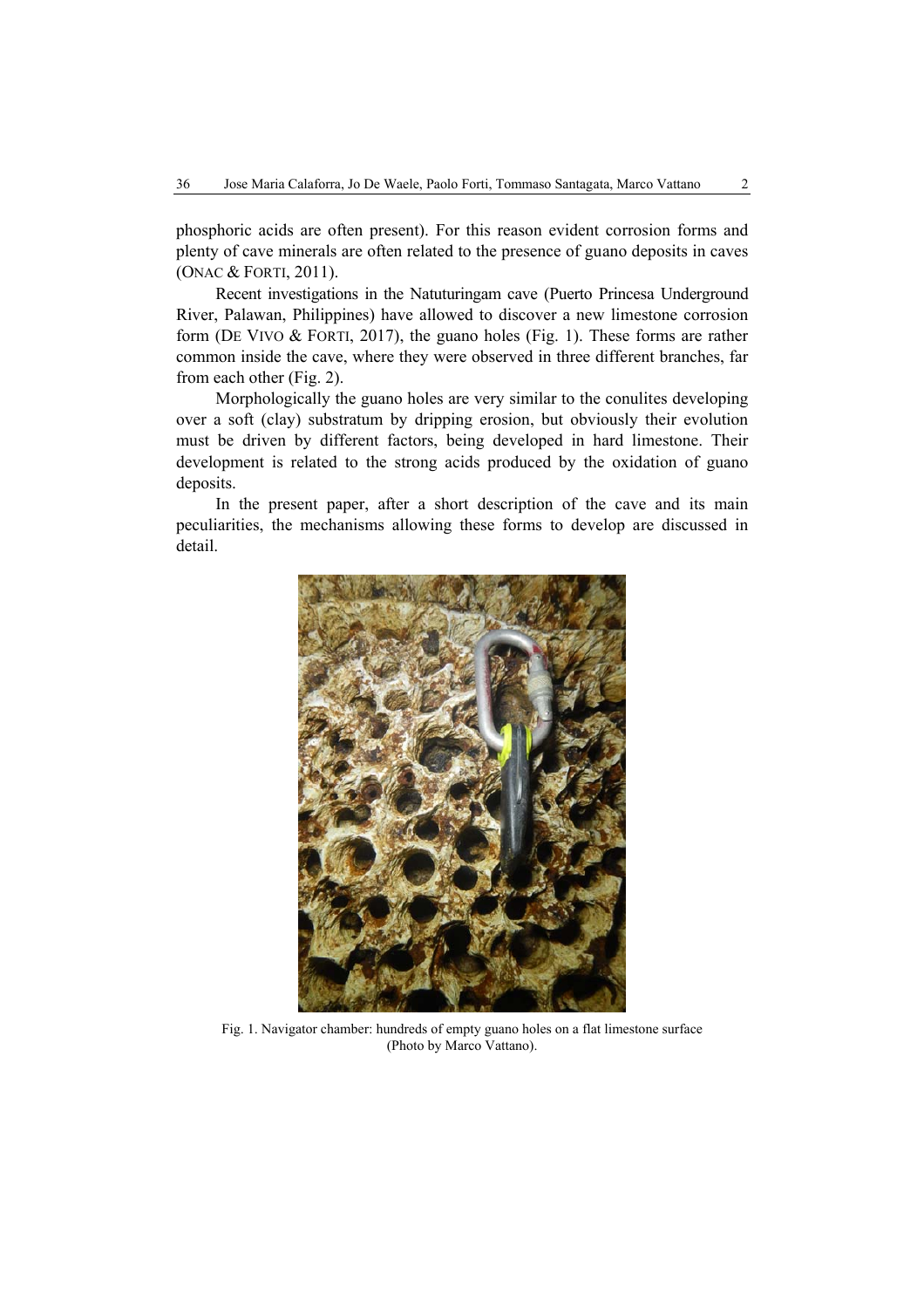phosphoric acids are often present). For this reason evident corrosion forms and plenty of cave minerals are often related to the presence of guano deposits in caves (ONAC & FORTI, 2011).

Recent investigations in the Natuturingam cave (Puerto Princesa Underground River, Palawan, Philippines) have allowed to discover a new limestone corrosion form (DE VIVO & FORTI, 2017), the guano holes (Fig. 1). These forms are rather common inside the cave, where they were observed in three different branches, far from each other (Fig. 2).

Morphologically the guano holes are very similar to the conulites developing over a soft (clay) substratum by dripping erosion, but obviously their evolution must be driven by different factors, being developed in hard limestone. Their development is related to the strong acids produced by the oxidation of guano deposits.

In the present paper, after a short description of the cave and its main peculiarities, the mechanisms allowing these forms to develop are discussed in detail.

Fig. 1. Navigator chamber: hundreds of empty guano holes on a flat limestone surface (Photo by Marco Vattano).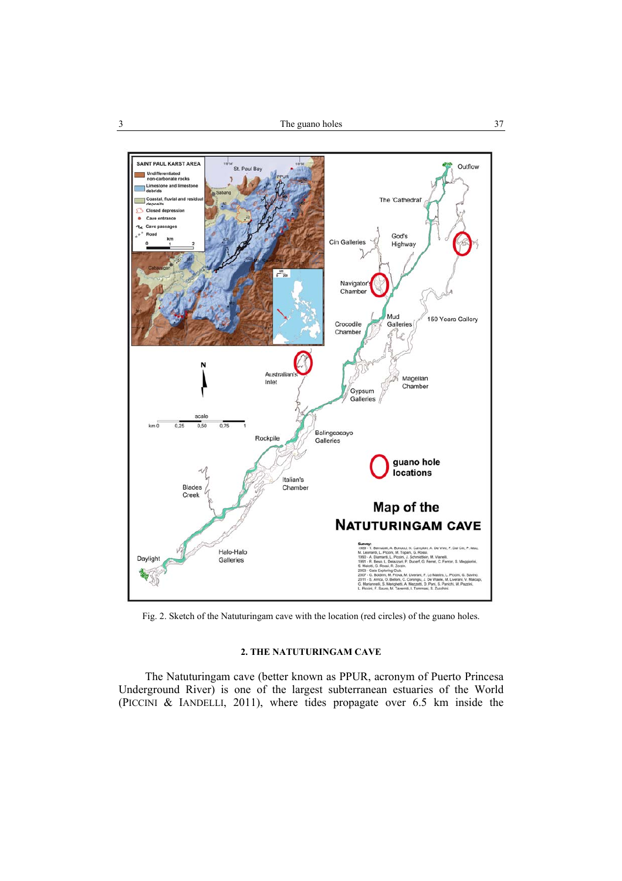Fig. 2. Sketch of the Natuturingam cave with the location (red circles) of the guano holes.

## 2. THE NATUTURINGAM CAVE

The Natuturingam cave (better known as PPUR, acronym of Puerto Princesa Underground River) is one of the largest subterranean estuaries of the World (PICCINI & IANDELLI, 2011), where tides propagate over 6.5 km inside the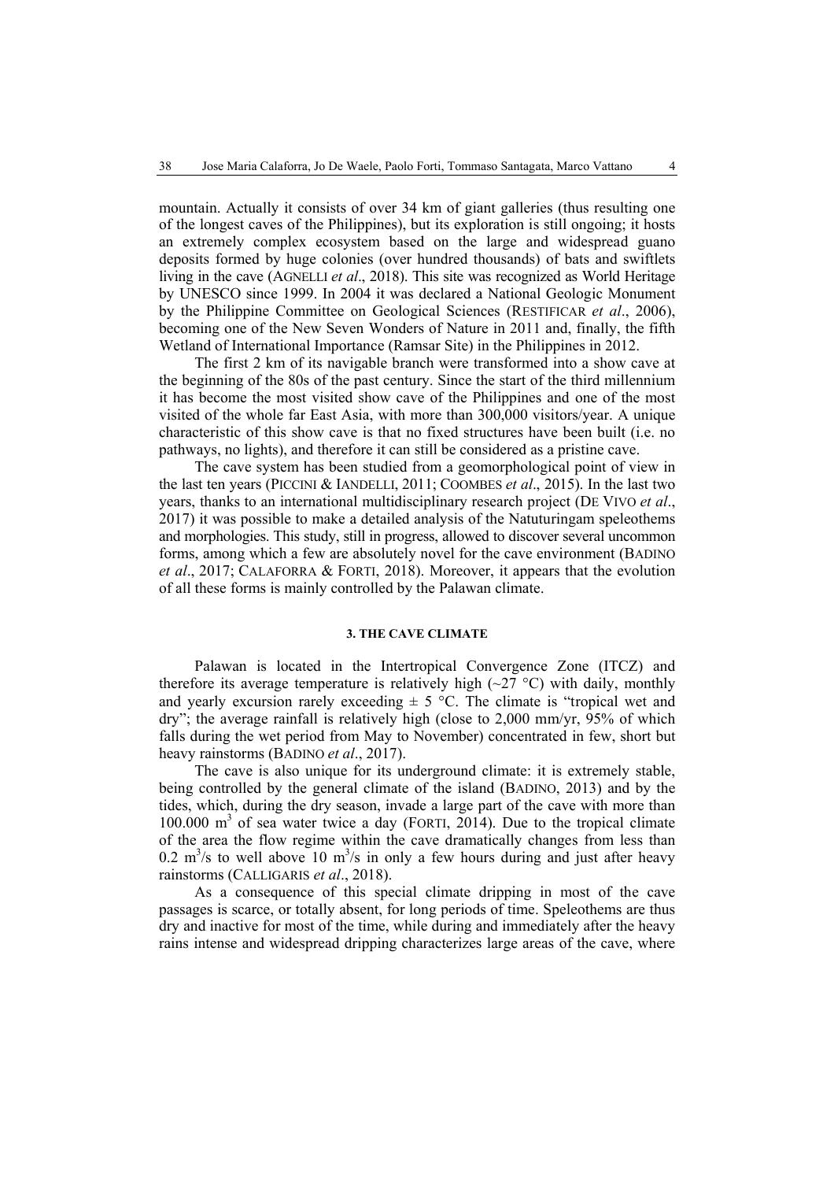mountain. Actually it consists of over 34 km of giant galleries (thus resulting one of the longest caves of the Philippines), but its exploration is still ongoing; it hosts an extremely complex ecosystem based on the large and widespread guano deposits formed by huge colonies (over hundred thousands) of bats and swiftlets living in the cave (AGNELLI *et al*., 2018). This site was recognized as World Heritage by UNESCO since 1999. In 2004 it was declared a National Geologic Monument by the Philippine Committee on Geological Sciences (RESTIFICAR *et al*., 2006), becoming one of the New Seven Wonders of Nature in 2011 and, finally, the fifth Wetland of International Importance (Ramsar Site) in the Philippines in 2012.

The first 2 km of its navigable branch were transformed into a show cave at the beginning of the 80s of the past century. Since the start of the third millennium it has become the most visited show cave of the Philippines and one of the most visited of the whole far East Asia, with more than 300,000 visitors/year. A unique characteristic of this show cave is that no fixed structures have been built (i.e. no pathways, no lights), and therefore it can still be considered as a pristine cave.

The cave system has been studied from a geomorphological point of view in the last ten years (PICCINI & IANDELLI, 2011; COOMBES *et al*., 2015). In the last two years, thanks to an international multidisciplinary research project (DE VIVO *et al*., 2017) it was possible to make a detailed analysis of the Natuturingam speleothems and morphologies. This study, still in progress, allowed to discover several uncommon forms, among which a few are absolutely novel for the cave environment (BADINO *et al*., 2017; CALAFORRA & FORTI, 2018). Moreover, it appears that the evolution of all these forms is mainly controlled by the Palawan climate.

## 3. THE CAVE CLIMATE

Palawan is located in the Intertropical Convergence Zone (ITCZ) and therefore its average temperature is relatively high (~27 °C) with daily, monthly and yearly excursion rarely exceeding ± 5 °C. The climate is "tropical wet and dry"; the average rainfall is relatively high (close to 2,000 mm/yr, 95% of which falls during the wet period from May to November) concentrated in few, short but heavy rainstorms (BADINO *et al*., 2017).

The cave is also unique for its underground climate: it is extremely stable, being controlled by the general climate of the island (BADINO, 2013) and by the tides, which, during the dry season, invade a large part of the cave with more than 100.000 $m^3$ of sea water twice a day (FORTI, 2014). Due to the tropical climate of the area the flow regime within the cave dramatically changes from less than 0.2 $m^3$/s to well above 10 $m^3$/s in only a few hours during and just after heavy rainstorms (CALLIGARIS *et al*., 2018).

As a consequence of this special climate dripping in most of the cave passages is scarce, or totally absent, for long periods of time. Speleothems are thus dry and inactive for most of the time, while during and immediately after the heavy rains intense and widespread dripping characterizes large areas of the cave, where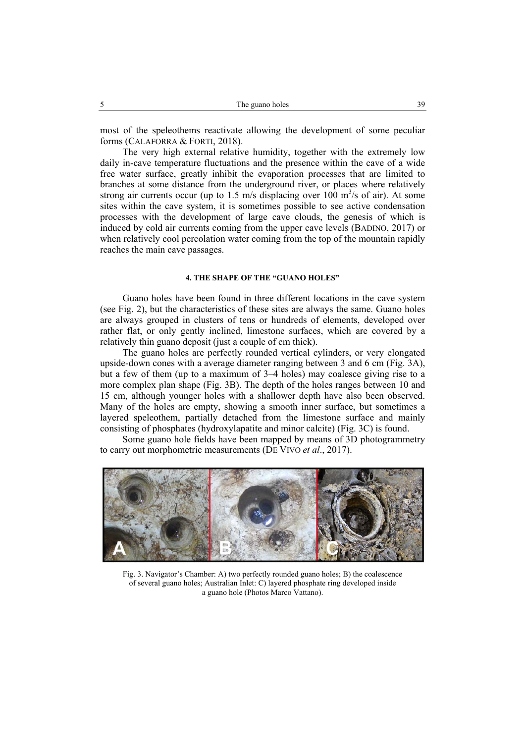most of the speleothems reactivate allowing the development of some peculiar forms (CALAFORRA & FORTI, 2018).

The very high external relative humidity, together with the extremely low daily in-cave temperature fluctuations and the presence within the cave of a wide free water surface, greatly inhibit the evaporation processes that are limited to branches at some distance from the underground river, or places where relatively strong air currents occur (up to 1.5 m/s displacing over 100 $m^3$/s of air). At some sites within the cave system, it is sometimes possible to see active condensation processes with the development of large cave clouds, the genesis of which is induced by cold air currents coming from the upper cave levels (BADINO, 2017) or when relatively cool percolation water coming from the top of the mountain rapidly reaches the main cave passages.

#### 4. THE SHAPE OF THE "GUANO HOLES"

Guano holes have been found in three different locations in the cave system (see Fig. 2), but the characteristics of these sites are always the same. Guano holes are always grouped in clusters of tens or hundreds of elements, developed over rather flat, or only gently inclined, limestone surfaces, which are covered by a relatively thin guano deposit (just a couple of cm thick).

The guano holes are perfectly rounded vertical cylinders, or very elongated upside-down cones with a average diameter ranging between 3 and 6 cm (Fig. 3A), but a few of them (up to a maximum of 3–4 holes) may coalesce giving rise to a more complex plan shape (Fig. 3B). The depth of the holes ranges between 10 and 15 cm, although younger holes with a shallower depth have also been observed. Many of the holes are empty, showing a smooth inner surface, but sometimes a layered speleothem, partially detached from the limestone surface and mainly consisting of phosphates (hydroxylapatite and minor calcite) (Fig. 3C) is found.

Some guano hole fields have been mapped by means of 3D photogrammetry to carry out morphometric measurements (DE VIVO *et al*., 2017).

Fig. 3. Navigator's Chamber: A) two perfectly rounded guano holes; B) the coalescence of several guano holes; Australian Inlet: C) layered phosphate ring developed inside a guano hole (Photos Marco Vattano).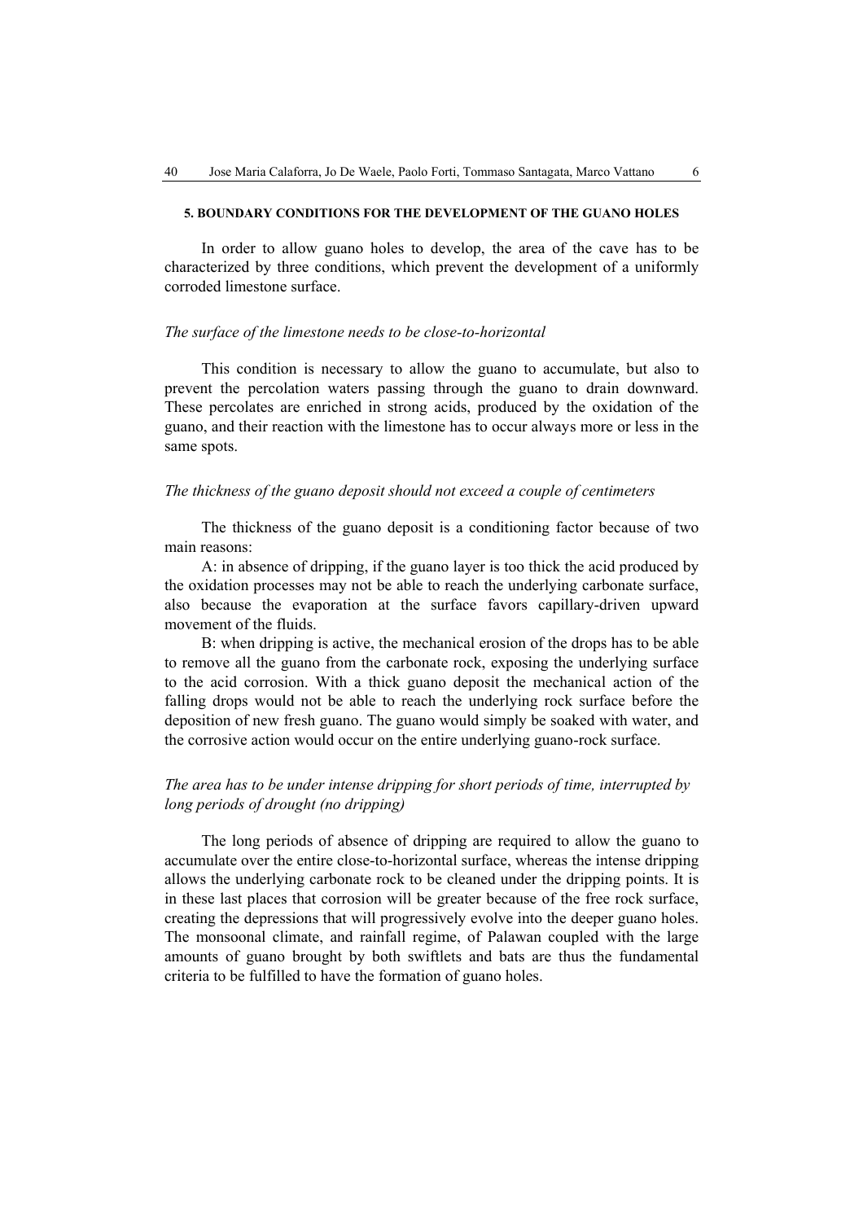## 5. BOUNDARY CONDITIONS FOR THE DEVELOPMENT OF THE GUANO HOLES

In order to allow guano holes to develop, the area of the cave has to be characterized by three conditions, which prevent the development of a uniformly corroded limestone surface.

### *The surface of the limestone needs to be close-to-horizontal*

This condition is necessary to allow the guano to accumulate, but also to prevent the percolation waters passing through the guano to drain downward. These percolates are enriched in strong acids, produced by the oxidation of the guano, and their reaction with the limestone has to occur always more or less in the same spots.

### *The thickness of the guano deposit should not exceed a couple of centimeters*

The thickness of the guano deposit is a conditioning factor because of two main reasons:

A: in absence of dripping, if the guano layer is too thick the acid produced by the oxidation processes may not be able to reach the underlying carbonate surface, also because the evaporation at the surface favors capillary-driven upward movement of the fluids.

B: when dripping is active, the mechanical erosion of the drops has to be able to remove all the guano from the carbonate rock, exposing the underlying surface to the acid corrosion. With a thick guano deposit the mechanical action of the falling drops would not be able to reach the underlying rock surface before the deposition of new fresh guano. The guano would simply be soaked with water, and the corrosive action would occur on the entire underlying guano-rock surface.

### *The area has to be under intense dripping for short periods of time, interrupted by long periods of drought (no dripping)*

The long periods of absence of dripping are required to allow the guano to accumulate over the entire close-to-horizontal surface, whereas the intense dripping allows the underlying carbonate rock to be cleaned under the dripping points. It is in these last places that corrosion will be greater because of the free rock surface, creating the depressions that will progressively evolve into the deeper guano holes. The monsoonal climate, and rainfall regime, of Palawan coupled with the large amounts of guano brought by both swiftlets and bats are thus the fundamental criteria to be fulfilled to have the formation of guano holes.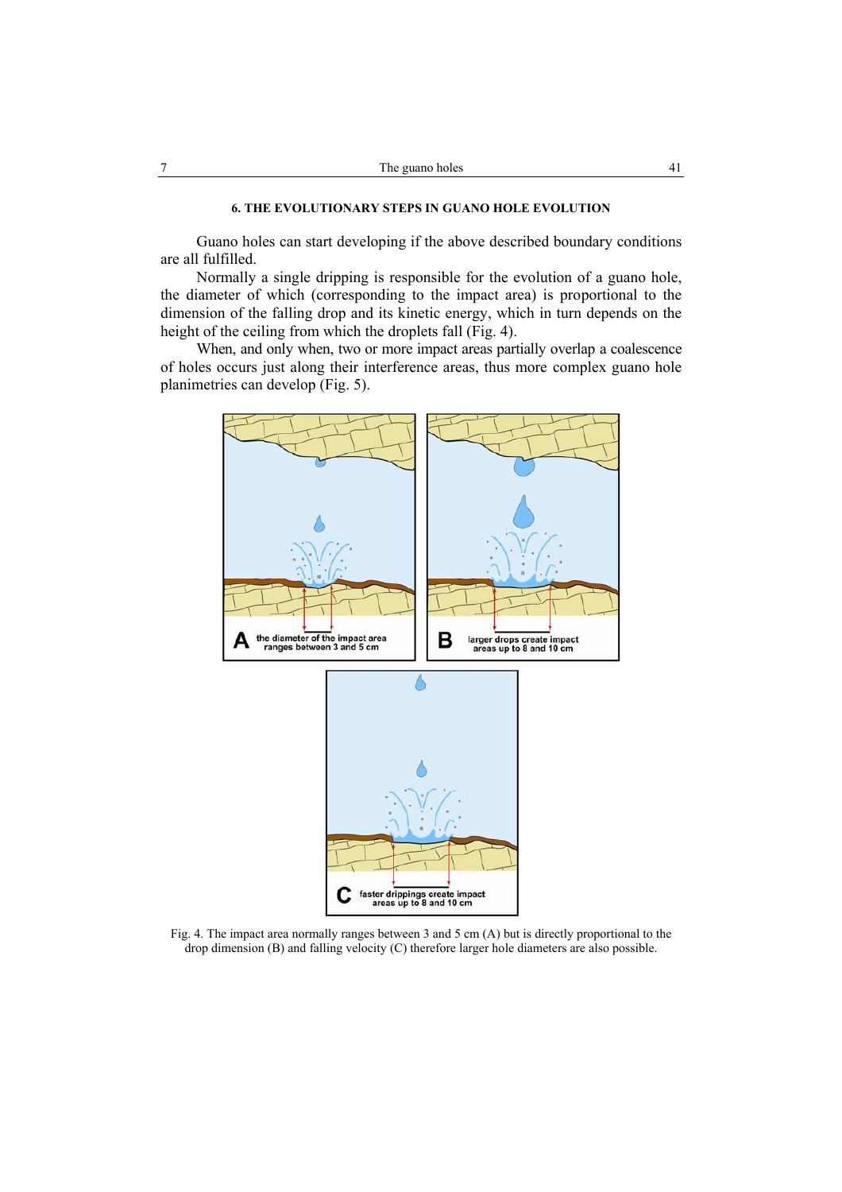## 6. THE EVOLUTIONARY STEPS IN GUANO HOLE EVOLUTION

Guano holes can start developing if the above described boundary conditions are all fulfilled.

Normally a single dripping is responsible for the evolution of a guano hole, the diameter of which (corresponding to the impact area) is proportional to the dimension of the falling drop and its kinetic energy, which in turn depends on the height of the ceiling from which the droplets fall (Fig. 4).

When, and only when, two or more impact areas partially overlap a coalescence of holes occurs just along their interference areas, thus more complex guano hole planimetries can develop (Fig. 5).

Fig. 4. The impact area normally ranges between 3 and 5 cm (A) but is directly proportional to the drop dimension (B) and falling velocity (C) therefore larger hole diameters are also possible.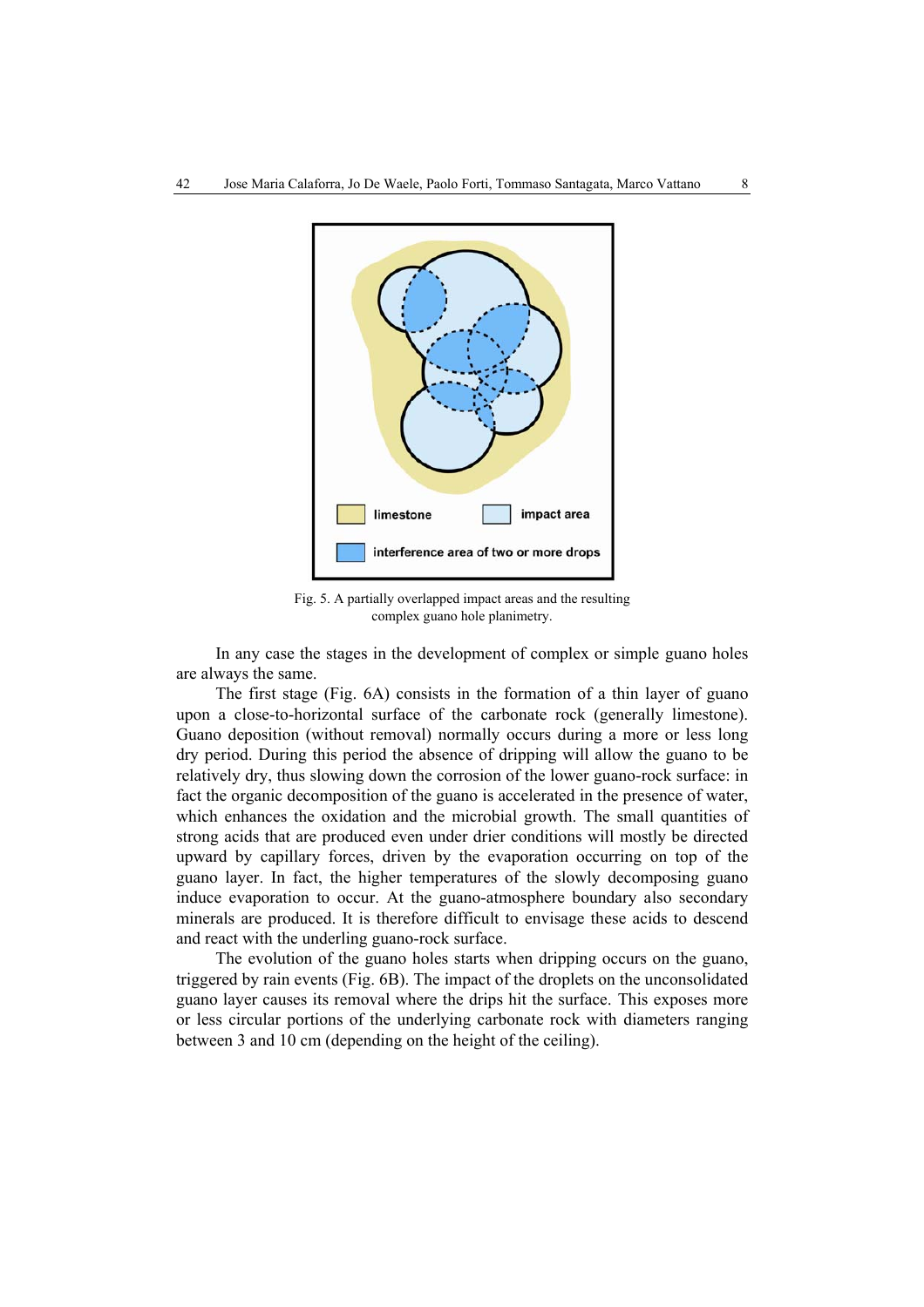Fig. 5. A partially overlapped impact areas and the resulting complex guano hole planimetry.

In any case the stages in the development of complex or simple guano holes are always the same.

The first stage (Fig. 6A) consists in the formation of a thin layer of guano upon a close-to-horizontal surface of the carbonate rock (generally limestone). Guano deposition (without removal) normally occurs during a more or less long dry period. During this period the absence of dripping will allow the guano to be relatively dry, thus slowing down the corrosion of the lower guano-rock surface: in fact the organic decomposition of the guano is accelerated in the presence of water, which enhances the oxidation and the microbial growth. The small quantities of strong acids that are produced even under drier conditions will mostly be directed upward by capillary forces, driven by the evaporation occurring on top of the guano layer. In fact, the higher temperatures of the slowly decomposing guano induce evaporation to occur. At the guano-atmosphere boundary also secondary minerals are produced. It is therefore difficult to envisage these acids to descend and react with the underling guano-rock surface.

The evolution of the guano holes starts when dripping occurs on the guano, triggered by rain events (Fig. 6B). The impact of the droplets on the unconsolidated guano layer causes its removal where the drips hit the surface. This exposes more or less circular portions of the underlying carbonate rock with diameters ranging between 3 and 10 cm (depending on the height of the ceiling).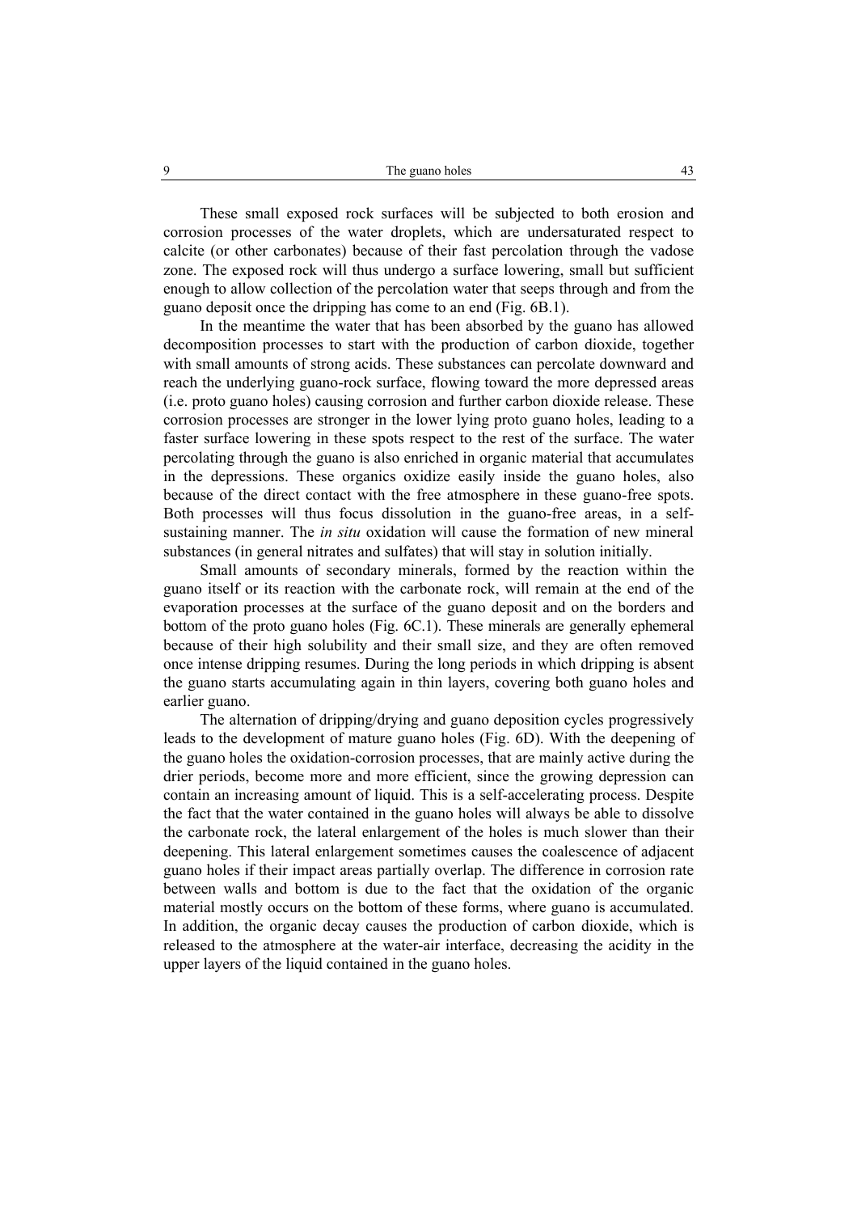These small exposed rock surfaces will be subjected to both erosion and corrosion processes of the water droplets, which are undersaturated respect to calcite (or other carbonates) because of their fast percolation through the vadose zone. The exposed rock will thus undergo a surface lowering, small but sufficient enough to allow collection of the percolation water that seeps through and from the guano deposit once the dripping has come to an end (Fig. 6B.1).

In the meantime the water that has been absorbed by the guano has allowed decomposition processes to start with the production of carbon dioxide, together with small amounts of strong acids. These substances can percolate downward and reach the underlying guano-rock surface, flowing toward the more depressed areas (i.e. proto guano holes) causing corrosion and further carbon dioxide release. These corrosion processes are stronger in the lower lying proto guano holes, leading to a faster surface lowering in these spots respect to the rest of the surface. The water percolating through the guano is also enriched in organic material that accumulates in the depressions. These organics oxidize easily inside the guano holes, also because of the direct contact with the free atmosphere in these guano-free spots. Both processes will thus focus dissolution in the guano-free areas, in a self-sustaining manner. The *in situ* oxidation will cause the formation of new mineral substances (in general nitrates and sulfates) that will stay in solution initially.

Small amounts of secondary minerals, formed by the reaction within the guano itself or its reaction with the carbonate rock, will remain at the end of the evaporation processes at the surface of the guano deposit and on the borders and bottom of the proto guano holes (Fig. 6C.1). These minerals are generally ephemeral because of their high solubility and their small size, and they are often removed once intense dripping resumes. During the long periods in which dripping is absent the guano starts accumulating again in thin layers, covering both guano holes and earlier guano.

The alternation of dripping/drying and guano deposition cycles progressively leads to the development of mature guano holes (Fig. 6D). With the deepening of the guano holes the oxidation-corrosion processes, that are mainly active during the drier periods, become more and more efficient, since the growing depression can contain an increasing amount of liquid. This is a self-accelerating process. Despite the fact that the water contained in the guano holes will always be able to dissolve the carbonate rock, the lateral enlargement of the holes is much slower than their deepening. This lateral enlargement sometimes causes the coalescence of adjacent guano holes if their impact areas partially overlap. The difference in corrosion rate between walls and bottom is due to the fact that the oxidation of the organic material mostly occurs on the bottom of these forms, where guano is accumulated. In addition, the organic decay causes the production of carbon dioxide, which is released to the atmosphere at the water-air interface, decreasing the acidity in the upper layers of the liquid contained in the guano holes.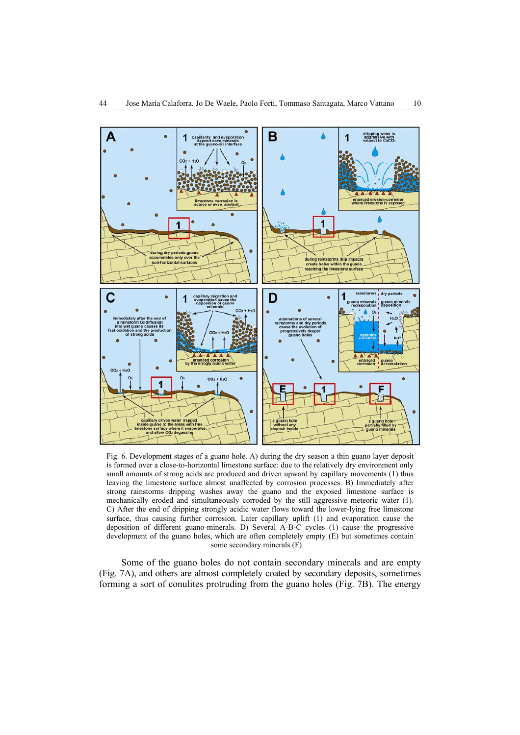Fig. 6. Development stages of a guano hole. A) during the dry season a thin guano layer deposit is formed over a close-to-horizontal limestone surface: due to the relatively dry environment only small amounts of strong acids are produced and driven upward by capillary movements (1) thus leaving the limestone surface almost unaffected by corrosion processes. B) Immediately after strong rainstorms dripping washes away the guano and the exposed limestone surface is mechanically eroded and simultaneously corroded by the still aggressive meteoric water (1). C) After the end of dripping strongly acidic water flows toward the lower-lying free limestone surface, thus causing further corrosion. Later capillary uplift (1) and evaporation cause the deposition of different guano-minerals. D) Several A-B-C cycles (1) cause the progressive development of the guano holes, which are often completely empty (E) but sometimes contain some secondary minerals (F).

Some of the guano holes do not contain secondary minerals and are empty (Fig. 7A), and others are almost completely coated by secondary deposits, sometimes forming a sort of conulites protruding from the guano holes (Fig. 7B). The energy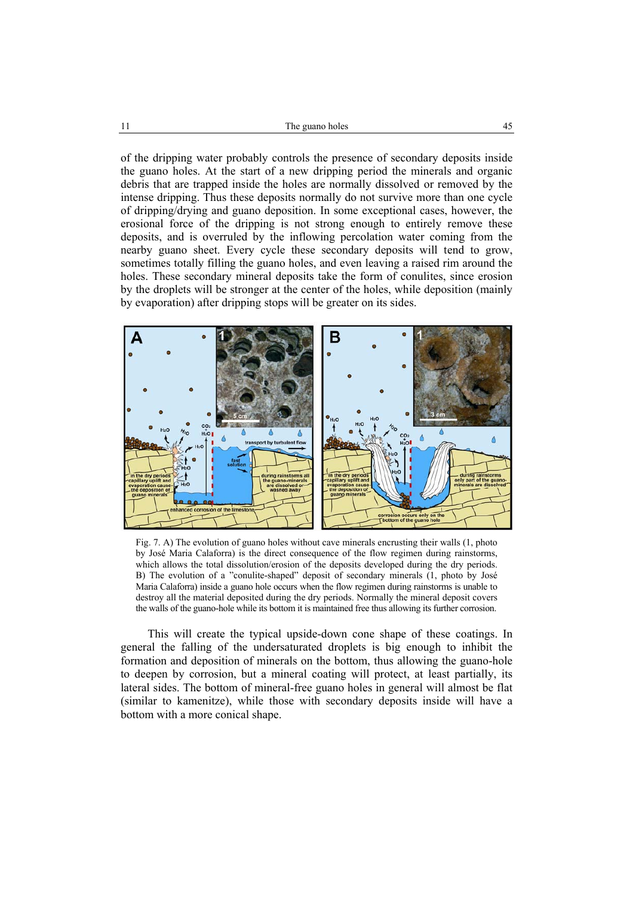of the dripping water probably controls the presence of secondary deposits inside the guano holes. At the start of a new dripping period the minerals and organic debris that are trapped inside the holes are normally dissolved or removed by the intense dripping. Thus these deposits normally do not survive more than one cycle of dripping/drying and guano deposition. In some exceptional cases, however, the erosional force of the dripping is not strong enough to entirely remove these deposits, and is overruled by the inflowing percolation water coming from the nearby guano sheet. Every cycle these secondary deposits will tend to grow, sometimes totally filling the guano holes, and even leaving a raised rim around the holes. These secondary mineral deposits take the form of conulites, since erosion by the droplets will be stronger at the center of the holes, while deposition (mainly by evaporation) after dripping stops will be greater on its sides.

Fig. 7. A) The evolution of guano holes without cave minerals encrusting their walls (1, photo by José Maria Calaforra) is the direct consequence of the flow regimen during rainstorms, which allows the total dissolution/erosion of the deposits developed during the dry periods. B) The evolution of a "conulite-shaped" deposit of secondary minerals (1, photo by José Maria Calaforra) inside a guano hole occurs when the flow regimen during rainstorms is unable to destroy all the material deposited during the dry periods. Normally the mineral deposit covers the walls of the guano-hole while its bottom it is maintained free thus allowing its further corrosion.

This will create the typical upside-down cone shape of these coatings. In general the falling of the undersaturated droplets is big enough to inhibit the formation and deposition of minerals on the bottom, thus allowing the guano-hole to deepen by corrosion, but a mineral coating will protect, at least partially, its lateral sides. The bottom of mineral-free guano holes in general will almost be flat (similar to kamenitze), while those with secondary deposits inside will have a bottom with a more conical shape.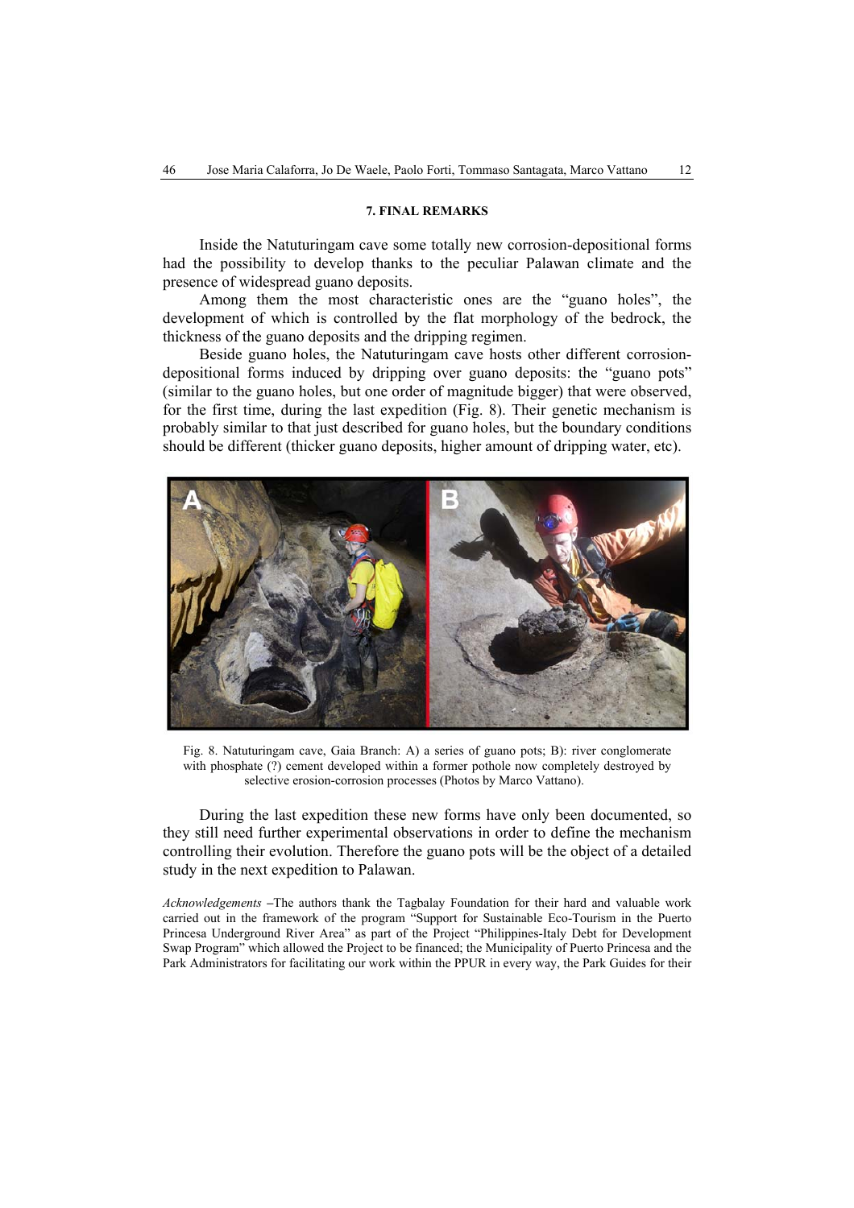## 7. FINAL REMARKS

Inside the Natuturingam cave some totally new corrosion-depositional forms had the possibility to develop thanks to the peculiar Palawan climate and the presence of widespread guano deposits.

Among them the most characteristic ones are the "guano holes", the development of which is controlled by the flat morphology of the bedrock, the thickness of the guano deposits and the dripping regimen.

Beside guano holes, the Natuturingam cave hosts other different corrosion-depositional forms induced by dripping over guano deposits: the "guano pots" (similar to the guano holes, but one order of magnitude bigger) that were observed, for the first time, during the last expedition (Fig. 8). Their genetic mechanism is probably similar to that just described for guano holes, but the boundary conditions should be different (thicker guano deposits, higher amount of dripping water, etc).

Fig. 8. Natuturingam cave, Gaia Branch: A) a series of guano pots; B): river conglomerate with phosphate (?) cement developed within a former pothole now completely destroyed by selective erosion-corrosion processes (Photos by Marco Vattano).

During the last expedition these new forms have only been documented, so they still need further experimental observations in order to define the mechanism controlling their evolution. Therefore the guano pots will be the object of a detailed study in the next expedition to Palawan.

*Acknowledgements* –The authors thank the Tagbalay Foundation for their hard and valuable work carried out in the framework of the program "Support for Sustainable Eco-Tourism in the Puerto Princesa Underground River Area" as part of the Project "Philippines-Italy Debt for Development Swap Program" which allowed the Project to be financed; the Municipality of Puerto Princesa and the Park Administrators for facilitating our work within the PPUR in every way, the Park Guides for their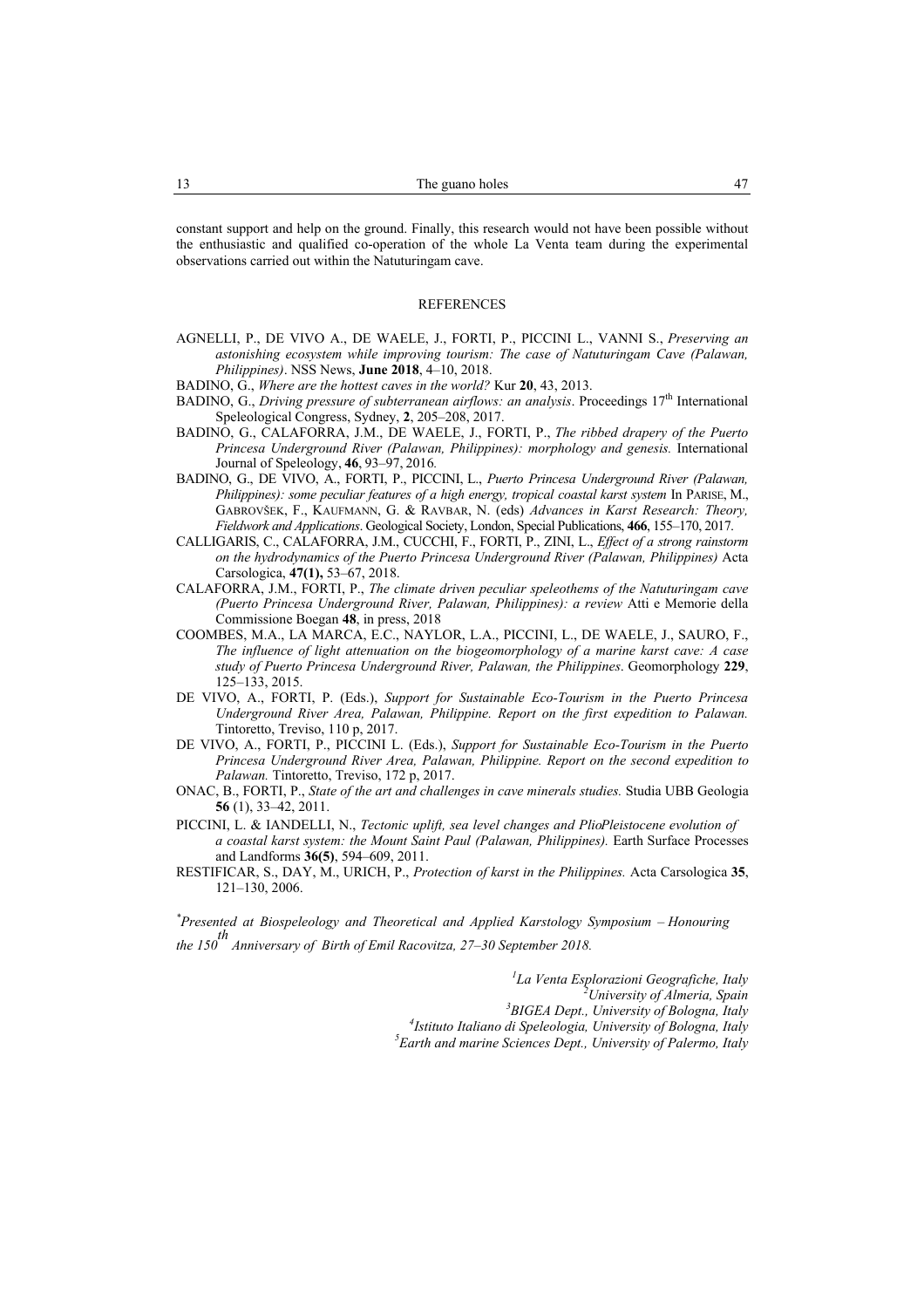constant support and help on the ground. Finally, this research would not have been possible without the enthusiastic and qualified co-operation of the whole La Venta team during the experimental observations carried out within the Natuturingam cave.

## REFERENCES

AGNELLI, P., DE VIVO A., DE WAELE, J., FORTI, P., PICCINI L., VANNI S., *Preserving an astonishing ecosystem while improving tourism: The case of Natuturingam Cave (Palawan, Philippines)*. NSS News, **June 2018**, 4–10, 2018.

BADINO, G., *Where are the hottest caves in the world?* Kur **20**, 43, 2013.

BADINO, G., *Driving pressure of subterranean airflows: an analysis*. Proceedings 17th International Speleological Congress, Sydney, **2**, 205–208, 2017.

BADINO, G., CALAFORRA, J.M., DE WAELE, J., FORTI, P., *The ribbed drapery of the Puerto Princesa Underground River (Palawan, Philippines): morphology and genesis.* International Journal of Speleology, **46**, 93–97, 2016.

BADINO, G., DE VIVO, A., FORTI, P., PICCINI, L., *Puerto Princesa Underground River (Palawan, Philippines): some peculiar features of a high energy, tropical coastal karst system* In PARISE, M., GABROVŠEK, F., KAUFMANN, G. & RAVBAR, N. (eds) *Advances in Karst Research: Theory, Fieldwork and Applications*. Geological Society, London, Special Publications, **466**, 155–170, 2017.

CALLIGARIS, C., CALAFORRA, J.M., CUCCHI, F., FORTI, P., ZINI, L., *Effect of a strong rainstorm on the hydrodynamics of the Puerto Princesa Underground River (Palawan, Philippines)* Acta Carsologica, **47(1),** 53–67, 2018.

CALAFORRA, J.M., FORTI, P., *The climate driven peculiar speleothems of the Natuturingam cave (Puerto Princesa Underground River, Palawan, Philippines): a review* Atti e Memorie della Commissione Boegan **48**, in press, 2018

COOMBES, M.A., LA MARCA, E.C., NAYLOR, L.A., PICCINI, L., DE WAELE, J., SAURO, F., *The influence of light attenuation on the biogeomorphology of a marine karst cave: A case study of Puerto Princesa Underground River, Palawan, the Philippines*. Geomorphology **229**, 125–133, 2015.

DE VIVO, A., FORTI, P. (Eds.), *Support for Sustainable Eco-Tourism in the Puerto Princesa Underground River Area, Palawan, Philippine. Report on the first expedition to Palawan.* Tintoretto, Treviso, 110 p, 2017.

DE VIVO, A., FORTI, P., PICCINI L. (Eds.), *Support for Sustainable Eco-Tourism in the Puerto Princesa Underground River Area, Palawan, Philippine. Report on the second expedition to Palawan.* Tintoretto, Treviso, 172 p, 2017.

ONAC, B., FORTI, P., *State of the art and challenges in cave minerals studies.* Studia UBB Geologia **56** (1), 33–42, 2011.

PICCINI, L. & IANDELLI, N., *Tectonic uplift, sea level changes and PlioPleistocene evolution of a coastal karst system: the Mount Saint Paul (Palawan, Philippines).* Earth Surface Processes and Landforms **36(5)**, 594–609, 2011.

RESTIFICAR, S., DAY, M., URICH, P., *Protection of karst in the Philippines.* Acta Carsologica **35**, 121–130, 2006.

[*]*Presented at Biospeleology and Theoretical and Applied Karstology Symposium – Honouring the 150th Anniversary of Birth of Emil Racovitza, 27–30 September 2018.*

[1]*La Venta Esplorazioni Geografiche, Italy*
[2]*University of Almeria, Spain*
[3]*BIGEA Dept., University of Bologna, Italy*
[4]*Istituto Italiano di Speleologia, University of Bologna, Italy*
[5]*Earth and marine Sciences Dept., University of Palermo, Italy*